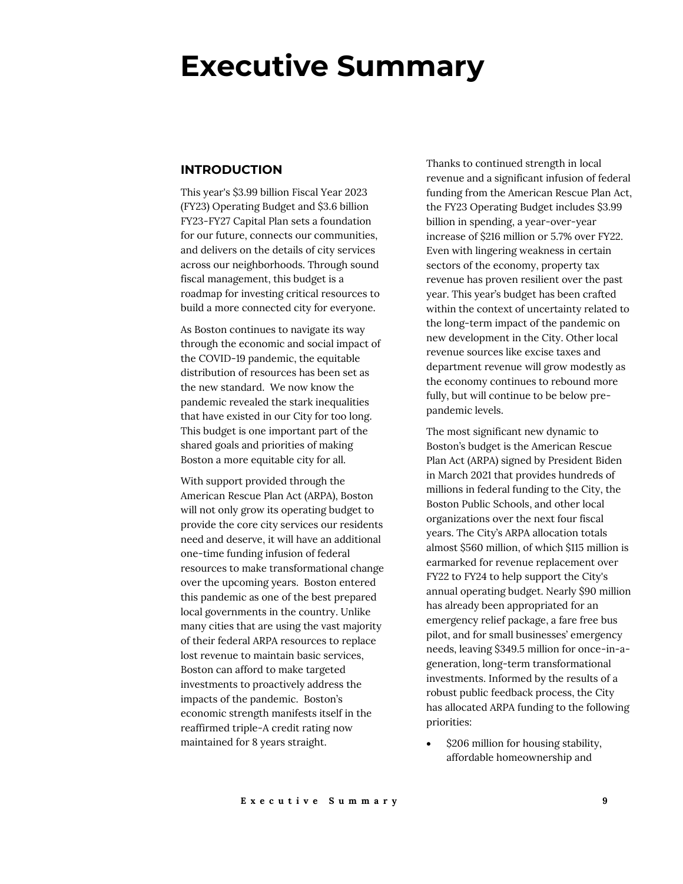# Executive Summary

## INTRODUCTION

This year's $3.99 billion Fiscal Year 2023 (FY23) Operating Budget and $3.6 billion FY23-FY27 Capital Plan sets a foundation for our future, connects our communities, and delivers on the details of city services across our neighborhoods. Through sound fiscal management, this budget is a roadmap for investing critical resources to build a more connected city for everyone.

As Boston continues to navigate its way through the economic and social impact of the COVID-19 pandemic, the equitable distribution of resources has been set as the new standard.  We now know the pandemic revealed the stark inequalities that have existed in our City for too long. This budget is one important part of the shared goals and priorities of making Boston a more equitable city for all.

With support provided through the American Rescue Plan Act (ARPA), Boston will not only grow its operating budget to provide the core city services our residents need and deserve, it will have an additional one-time funding infusion of federal resources to make transformational change over the upcoming years.  Boston entered this pandemic as one of the best prepared local governments in the country. Unlike many cities that are using the vast majority of their federal ARPA resources to replace lost revenue to maintain basic services, Boston can afford to make targeted investments to proactively address the impacts of the pandemic.  Boston's economic strength manifests itself in the reaffirmed triple-A credit rating now maintained for 8 years straight.

Thanks to continued strength in local revenue and a significant infusion of federal funding from the American Rescue Plan Act, the FY23 Operating Budget includes $3.99 billion in spending, a year-over-year increase of $216 million or 5.7% over FY22. Even with lingering weakness in certain sectors of the economy, property tax revenue has proven resilient over the past year. This year's budget has been crafted within the context of uncertainty related to the long-term impact of the pandemic on new development in the City. Other local revenue sources like excise taxes and department revenue will grow modestly as the economy continues to rebound more fully, but will continue to be below pre-pandemic levels.

The most significant new dynamic to Boston's budget is the American Rescue Plan Act (ARPA) signed by President Biden in March 2021 that provides hundreds of millions in federal funding to the City, the Boston Public Schools, and other local organizations over the next four fiscal years. The City's ARPA allocation totals almost $560 million, of which $115 million is earmarked for revenue replacement over FY22 to FY24 to help support the City's annual operating budget. Nearly $90 million has already been appropriated for an emergency relief package, a fare free bus pilot, and for small businesses' emergency needs, leaving $349.5 million for once-in-a-generation, long-term transformational investments. Informed by the results of a robust public feedback process, the City has allocated ARPA funding to the following priorities:

- $206 million for housing stability, affordable homeownership and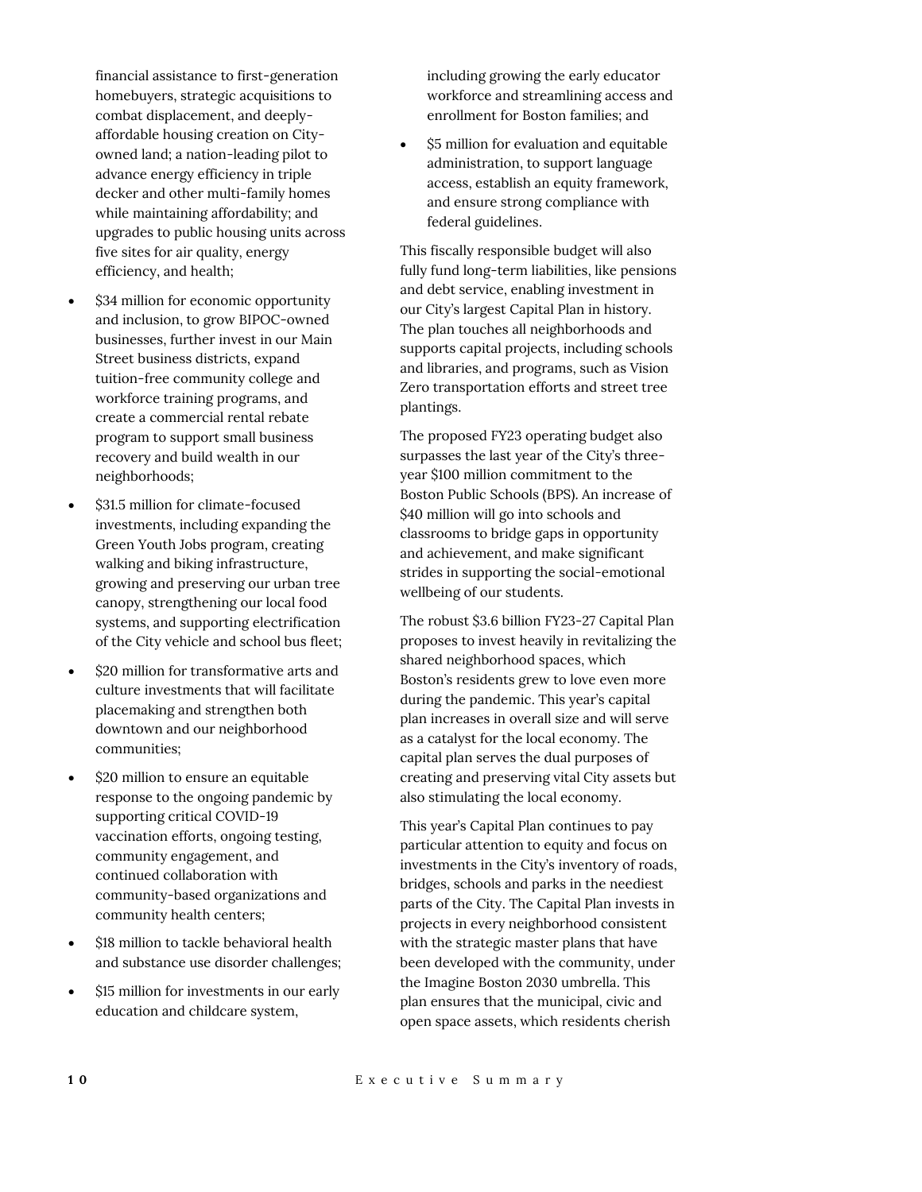financial assistance to first-generation homebuyers, strategic acquisitions to combat displacement, and deeply-affordable housing creation on City-owned land; a nation-leading pilot to advance energy efficiency in triple decker and other multi-family homes while maintaining affordability; and upgrades to public housing units across five sites for air quality, energy efficiency, and health;

- $34 million for economic opportunity and inclusion, to grow BIPOC-owned businesses, further invest in our Main Street business districts, expand tuition-free community college and workforce training programs, and create a commercial rental rebate program to support small business recovery and build wealth in our neighborhoods;
- $31.5 million for climate-focused investments, including expanding the Green Youth Jobs program, creating walking and biking infrastructure, growing and preserving our urban tree canopy, strengthening our local food systems, and supporting electrification of the City vehicle and school bus fleet;
- $20 million for transformative arts and culture investments that will facilitate placemaking and strengthen both downtown and our neighborhood communities;
- $20 million to ensure an equitable response to the ongoing pandemic by supporting critical COVID-19 vaccination efforts, ongoing testing, community engagement, and continued collaboration with community-based organizations and community health centers;
- $18 million to tackle behavioral health and substance use disorder challenges;
- $15 million for investments in our early education and childcare system, including growing the early educator workforce and streamlining access and enrollment for Boston families; and
- $5 million for evaluation and equitable administration, to support language access, establish an equity framework, and ensure strong compliance with federal guidelines.

This fiscally responsible budget will also fully fund long-term liabilities, like pensions and debt service, enabling investment in our City's largest Capital Plan in history. The plan touches all neighborhoods and supports capital projects, including schools and libraries, and programs, such as Vision Zero transportation efforts and street tree plantings.

The proposed FY23 operating budget also surpasses the last year of the City's three-year $100 million commitment to the Boston Public Schools (BPS). An increase of $40 million will go into schools and classrooms to bridge gaps in opportunity and achievement, and make significant strides in supporting the social-emotional wellbeing of our students.

The robust $3.6 billion FY23-27 Capital Plan proposes to invest heavily in revitalizing the shared neighborhood spaces, which Boston's residents grew to love even more during the pandemic. This year's capital plan increases in overall size and will serve as a catalyst for the local economy. The capital plan serves the dual purposes of creating and preserving vital City assets but also stimulating the local economy.

This year's Capital Plan continues to pay particular attention to equity and focus on investments in the City's inventory of roads, bridges, schools and parks in the neediest parts of the City. The Capital Plan invests in projects in every neighborhood consistent with the strategic master plans that have been developed with the community, under the Imagine Boston 2030 umbrella. This plan ensures that the municipal, civic and open space assets, which residents cherish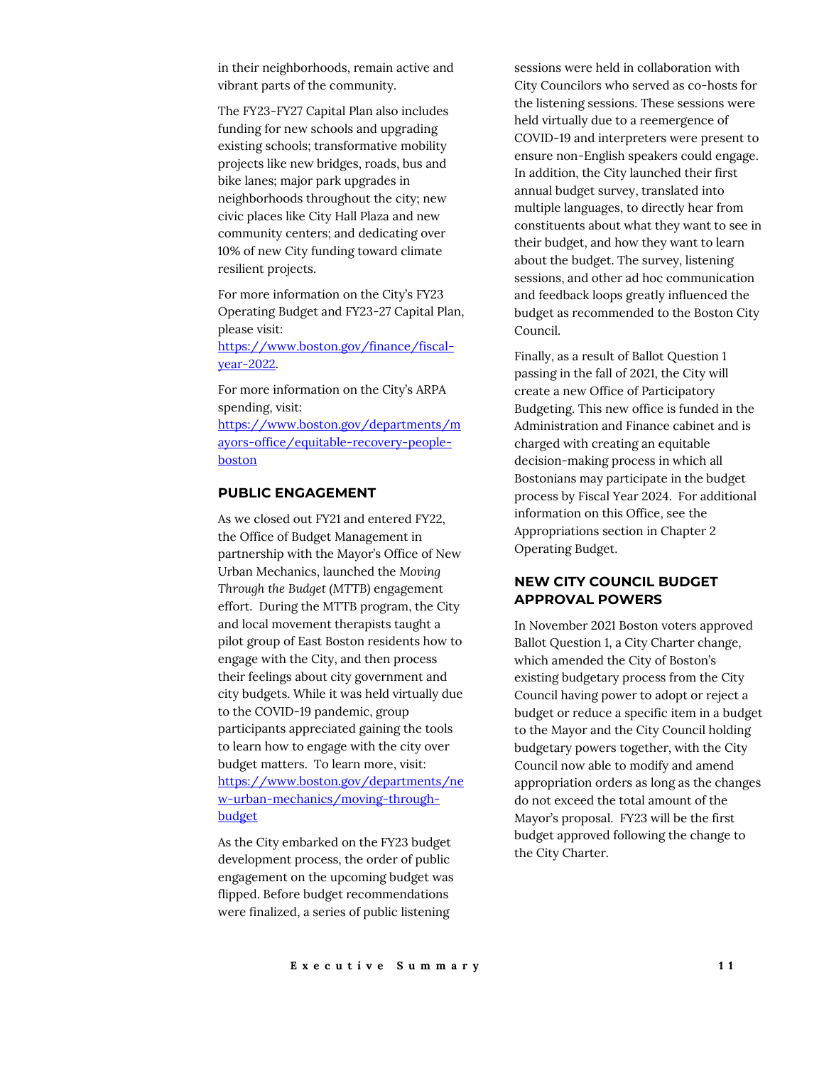in their neighborhoods, remain active and vibrant parts of the community.

The FY23-FY27 Capital Plan also includes funding for new schools and upgrading existing schools; transformative mobility projects like new bridges, roads, bus and bike lanes; major park upgrades in neighborhoods throughout the city; new civic places like City Hall Plaza and new community centers; and dedicating over 10% of new City funding toward climate resilient projects.

For more information on the City's FY23 Operating Budget and FY23-27 Capital Plan, please visit: [https://www.boston.gov/finance/fiscal-year-2022](https://www.boston.gov/finance/fiscal-year-2022).

For more information on the City's ARPA spending, visit: [https://www.boston.gov/departments/mayors-office/equitable-recovery-people-boston](https://www.boston.gov/departments/mayors-office/equitable-recovery-people-boston)

## PUBLIC ENGAGEMENT

As we closed out FY21 and entered FY22, the Office of Budget Management in partnership with the Mayor's Office of New Urban Mechanics, launched the *Moving Through the Budget* (MTTB) engagement effort. During the MTTB program, the City and local movement therapists taught a pilot group of East Boston residents how to engage with the City, and then process their feelings about city government and city budgets. While it was held virtually due to the COVID-19 pandemic, group participants appreciated gaining the tools to learn how to engage with the city over budget matters. To learn more, visit: [https://www.boston.gov/departments/new-urban-mechanics/moving-through-budget](https://www.boston.gov/departments/new-urban-mechanics/moving-through-budget)

As the City embarked on the FY23 budget development process, the order of public engagement on the upcoming budget was flipped. Before budget recommendations were finalized, a series of public listening sessions were held in collaboration with City Councilors who served as co-hosts for the listening sessions. These sessions were held virtually due to a reemergence of COVID-19 and interpreters were present to ensure non-English speakers could engage. In addition, the City launched their first annual budget survey, translated into multiple languages, to directly hear from constituents about what they want to see in their budget, and how they want to learn about the budget. The survey, listening sessions, and other ad hoc communication and feedback loops greatly influenced the budget as recommended to the Boston City Council.

Finally, as a result of Ballot Question 1 passing in the fall of 2021, the City will create a new Office of Participatory Budgeting. This new office is funded in the Administration and Finance cabinet and is charged with creating an equitable decision-making process in which all Bostonians may participate in the budget process by Fiscal Year 2024. For additional information on this Office, see the Appropriations section in Chapter 2 Operating Budget.

## NEW CITY COUNCIL BUDGET APPROVAL POWERS

In November 2021 Boston voters approved Ballot Question 1, a City Charter change, which amended the City of Boston's existing budgetary process from the City Council having power to adopt or reject a budget or reduce a specific item in a budget to the Mayor and the City Council holding budgetary powers together, with the City Council now able to modify and amend appropriation orders as long as the changes do not exceed the total amount of the Mayor's proposal. FY23 will be the first budget approved following the change to the City Charter.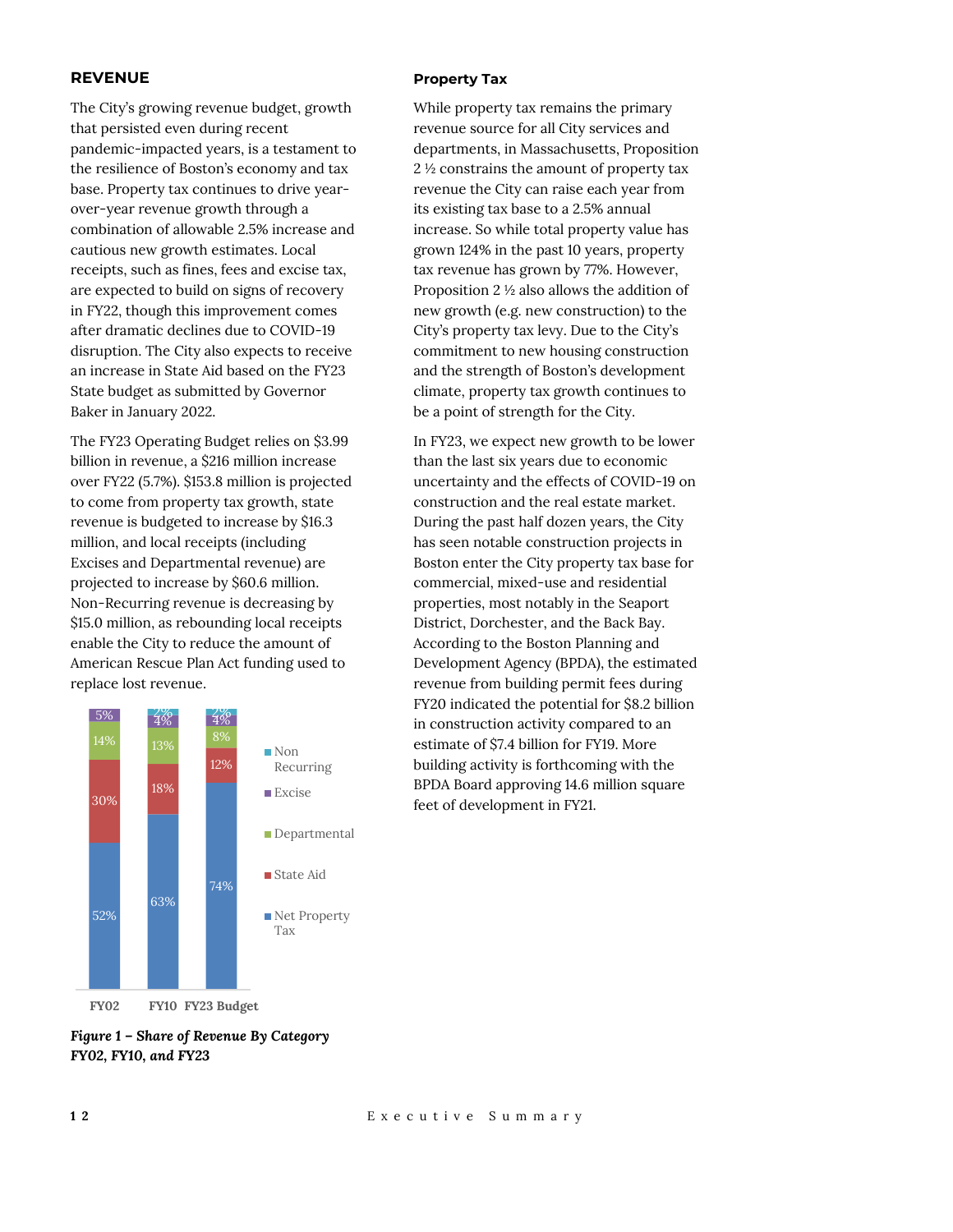## REVENUE

The City's growing revenue budget, growth that persisted even during recent pandemic-impacted years, is a testament to the resilience of Boston's economy and tax base. Property tax continues to drive year-over-year revenue growth through a combination of allowable 2.5% increase and cautious new growth estimates. Local receipts, such as fines, fees and excise tax, are expected to build on signs of recovery in FY22, though this improvement comes after dramatic declines due to COVID-19 disruption. The City also expects to receive an increase in State Aid based on the FY23 State budget as submitted by Governor Baker in January 2022.

The FY23 Operating Budget relies on $3.99 billion in revenue, a $216 million increase over FY22 (5.7%). $153.8 million is projected to come from property tax growth, state revenue is budgeted to increase by $16.3 million, and local receipts (including Excises and Departmental revenue) are projected to increase by $60.6 million. Non-Recurring revenue is decreasing by $15.0 million, as rebounding local receipts enable the City to reduce the amount of American Rescue Plan Act funding used to replace lost revenue.

| Category | FY02 | FY10 | FY23 Budget |
|---|---|---|---|
| Non Recurring | | 2% | 2% |
| Excise | 5% | 4% | 4% |
| Departmental | 14% | 13% | 8% |
| State Aid | 30% | 18% | 12% |
| Net Property Tax | 52% | 63% | 74% |

***Figure 1 – Share of Revenue By Category FY02, FY10, and FY23***

### Property Tax

While property tax remains the primary revenue source for all City services and departments, in Massachusetts, Proposition 2 ½ constrains the amount of property tax revenue the City can raise each year from its existing tax base to a 2.5% annual increase. So while total property value has grown 124% in the past 10 years, property tax revenue has grown by 77%. However, Proposition 2 ½ also allows the addition of new growth (e.g. new construction) to the City's property tax levy. Due to the City's commitment to new housing construction and the strength of Boston's development climate, property tax growth continues to be a point of strength for the City.

In FY23, we expect new growth to be lower than the last six years due to economic uncertainty and the effects of COVID-19 on construction and the real estate market. During the past half dozen years, the City has seen notable construction projects in Boston enter the City property tax base for commercial, mixed-use and residential properties, most notably in the Seaport District, Dorchester, and the Back Bay. According to the Boston Planning and Development Agency (BPDA), the estimated revenue from building permit fees during FY20 indicated the potential for $8.2 billion in construction activity compared to an estimate of $7.4 billion for FY19. More building activity is forthcoming with the BPDA Board approving 14.6 million square feet of development in FY21.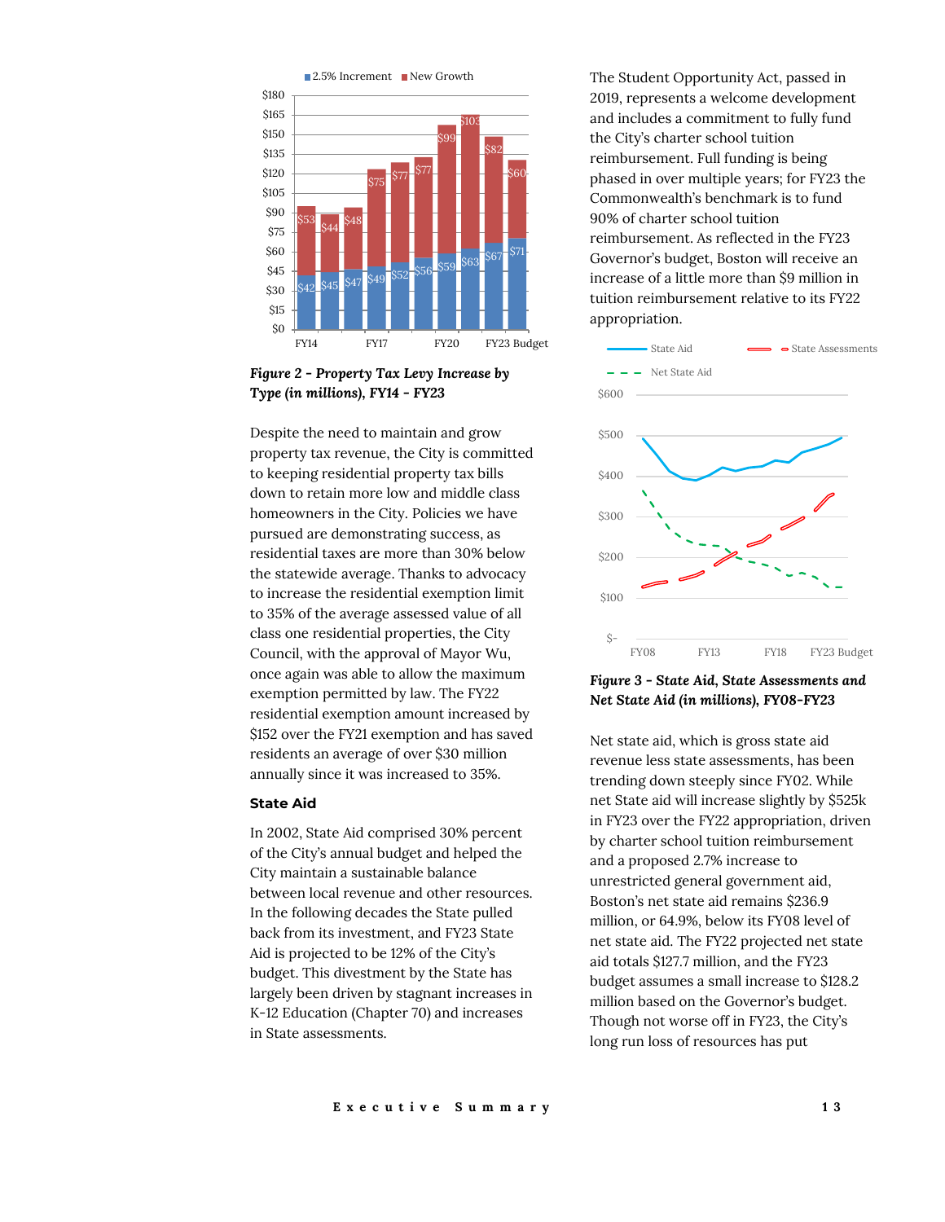*Figure 2 - Property Tax Levy Increase by Type (in millions), FY14 - FY23*

Despite the need to maintain and grow property tax revenue, the City is committed to keeping residential property tax bills down to retain more low and middle class homeowners in the City. Policies we have pursued are demonstrating success, as residential taxes are more than 30% below the statewide average. Thanks to advocacy to increase the residential exemption limit to 35% of the average assessed value of all class one residential properties, the City Council, with the approval of Mayor Wu, once again was able to allow the maximum exemption permitted by law. The FY22 residential exemption amount increased by $152 over the FY21 exemption and has saved residents an average of over $30 million annually since it was increased to 35%.

### State Aid

In 2002, State Aid comprised 30% percent of the City's annual budget and helped the City maintain a sustainable balance between local revenue and other resources. In the following decades the State pulled back from its investment, and FY23 State Aid is projected to be 12% of the City's budget. This divestment by the State has largely been driven by stagnant increases in K-12 Education (Chapter 70) and increases in State assessments.

The Student Opportunity Act, passed in 2019, represents a welcome development and includes a commitment to fully fund the City's charter school tuition reimbursement. Full funding is being phased in over multiple years; for FY23 the Commonwealth's benchmark is to fund 90% of charter school tuition reimbursement. As reflected in the FY23 Governor's budget, Boston will receive an increase of a little more than $9 million in tuition reimbursement relative to its FY22 appropriation.

*Figure 3 - State Aid, State Assessments and Net State Aid (in millions), FY08-FY23*

Net state aid, which is gross state aid revenue less state assessments, has been trending down steeply since FY02. While net State aid will increase slightly by $525k in FY23 over the FY22 appropriation, driven by charter school tuition reimbursement and a proposed 2.7% increase to unrestricted general government aid, Boston's net state aid remains $236.9 million, or 64.9%, below its FY08 level of net state aid. The FY22 projected net state aid totals $127.7 million, and the FY23 budget assumes a small increase to $128.2 million based on the Governor's budget. Though not worse off in FY23, the City's long run loss of resources has put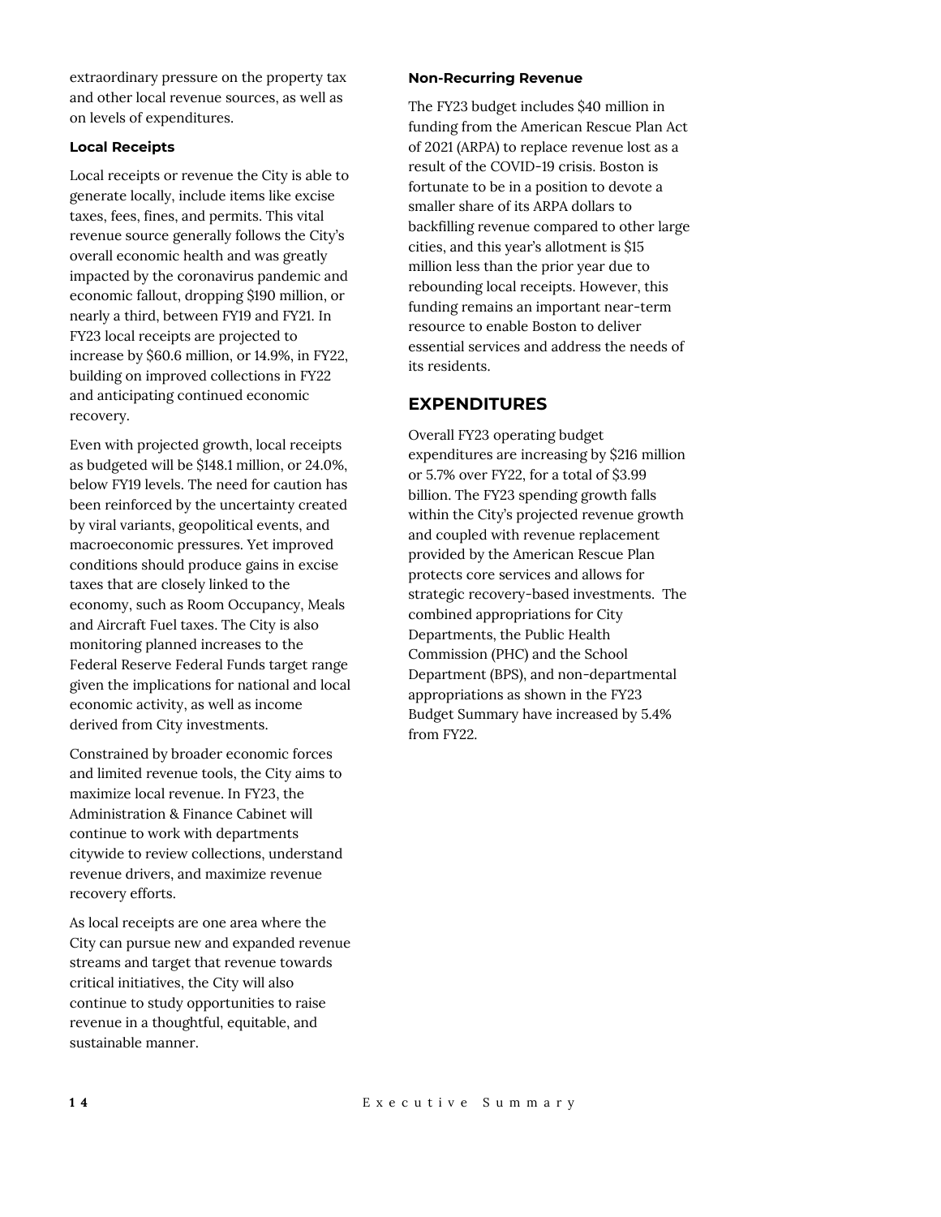extraordinary pressure on the property tax and other local revenue sources, as well as on levels of expenditures.

#### Local Receipts

Local receipts or revenue the City is able to generate locally, include items like excise taxes, fees, fines, and permits. This vital revenue source generally follows the City's overall economic health and was greatly impacted by the coronavirus pandemic and economic fallout, dropping $190 million, or nearly a third, between FY19 and FY21. In FY23 local receipts are projected to increase by $60.6 million, or 14.9%, in FY22, building on improved collections in FY22 and anticipating continued economic recovery.

Even with projected growth, local receipts as budgeted will be $148.1 million, or 24.0%, below FY19 levels. The need for caution has been reinforced by the uncertainty created by viral variants, geopolitical events, and macroeconomic pressures. Yet improved conditions should produce gains in excise taxes that are closely linked to the economy, such as Room Occupancy, Meals and Aircraft Fuel taxes. The City is also monitoring planned increases to the Federal Reserve Federal Funds target range given the implications for national and local economic activity, as well as income derived from City investments.

Constrained by broader economic forces and limited revenue tools, the City aims to maximize local revenue. In FY23, the Administration & Finance Cabinet will continue to work with departments citywide to review collections, understand revenue drivers, and maximize revenue recovery efforts.

As local receipts are one area where the City can pursue new and expanded revenue streams and target that revenue towards critical initiatives, the City will also continue to study opportunities to raise revenue in a thoughtful, equitable, and sustainable manner.

#### Non-Recurring Revenue

The FY23 budget includes $40 million in funding from the American Rescue Plan Act of 2021 (ARPA) to replace revenue lost as a result of the COVID-19 crisis. Boston is fortunate to be in a position to devote a smaller share of its ARPA dollars to backfilling revenue compared to other large cities, and this year's allotment is $15 million less than the prior year due to rebounding local receipts. However, this funding remains an important near-term resource to enable Boston to deliver essential services and address the needs of its residents.

## EXPENDITURES

Overall FY23 operating budget expenditures are increasing by $216 million or 5.7% over FY22, for a total of $3.99 billion. The FY23 spending growth falls within the City's projected revenue growth and coupled with revenue replacement provided by the American Rescue Plan protects core services and allows for strategic recovery-based investments. The combined appropriations for City Departments, the Public Health Commission (PHC) and the School Department (BPS), and non-departmental appropriations as shown in the FY23 Budget Summary have increased by 5.4% from FY22.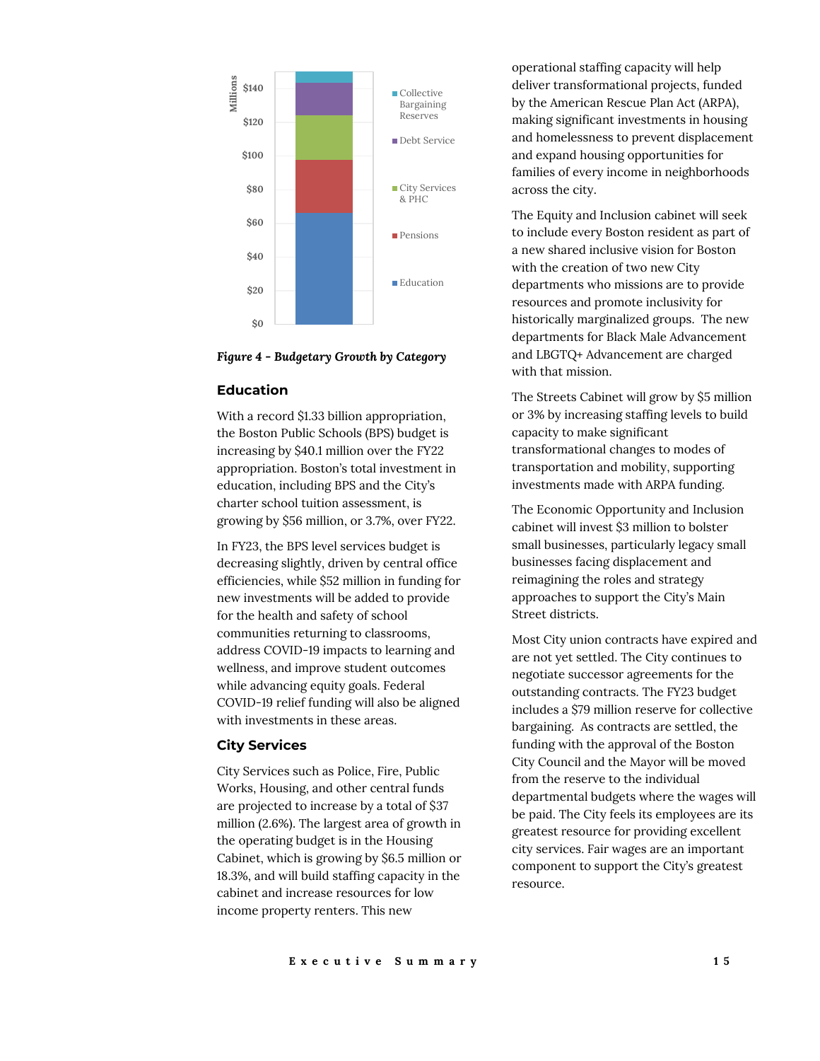*Figure 4 - Budgetary Growth by Category*

### Education

With a record $1.33 billion appropriation, the Boston Public Schools (BPS) budget is increasing by $40.1 million over the FY22 appropriation. Boston's total investment in education, including BPS and the City's charter school tuition assessment, is growing by $56 million, or 3.7%, over FY22.

In FY23, the BPS level services budget is decreasing slightly, driven by central office efficiencies, while $52 million in funding for new investments will be added to provide for the health and safety of school communities returning to classrooms, address COVID-19 impacts to learning and wellness, and improve student outcomes while advancing equity goals. Federal COVID-19 relief funding will also be aligned with investments in these areas.

### City Services

City Services such as Police, Fire, Public Works, Housing, and other central funds are projected to increase by a total of $37 million (2.6%). The largest area of growth in the operating budget is in the Housing Cabinet, which is growing by $6.5 million or 18.3%, and will build staffing capacity in the cabinet and increase resources for low income property renters. This new operational staffing capacity will help deliver transformational projects, funded by the American Rescue Plan Act (ARPA), making significant investments in housing and homelessness to prevent displacement and expand housing opportunities for families of every income in neighborhoods across the city.

The Equity and Inclusion cabinet will seek to include every Boston resident as part of a new shared inclusive vision for Boston with the creation of two new City departments who missions are to provide resources and promote inclusivity for historically marginalized groups. The new departments for Black Male Advancement and LBGTQ+ Advancement are charged with that mission.

The Streets Cabinet will grow by $5 million or 3% by increasing staffing levels to build capacity to make significant transformational changes to modes of transportation and mobility, supporting investments made with ARPA funding.

The Economic Opportunity and Inclusion cabinet will invest $3 million to bolster small businesses, particularly legacy small businesses facing displacement and reimagining the roles and strategy approaches to support the City's Main Street districts.

Most City union contracts have expired and are not yet settled. The City continues to negotiate successor agreements for the outstanding contracts. The FY23 budget includes a $79 million reserve for collective bargaining. As contracts are settled, the funding with the approval of the Boston City Council and the Mayor will be moved from the reserve to the individual departmental budgets where the wages will be paid. The City feels its employees are its greatest resource for providing excellent city services. Fair wages are an important component to support the City's greatest resource.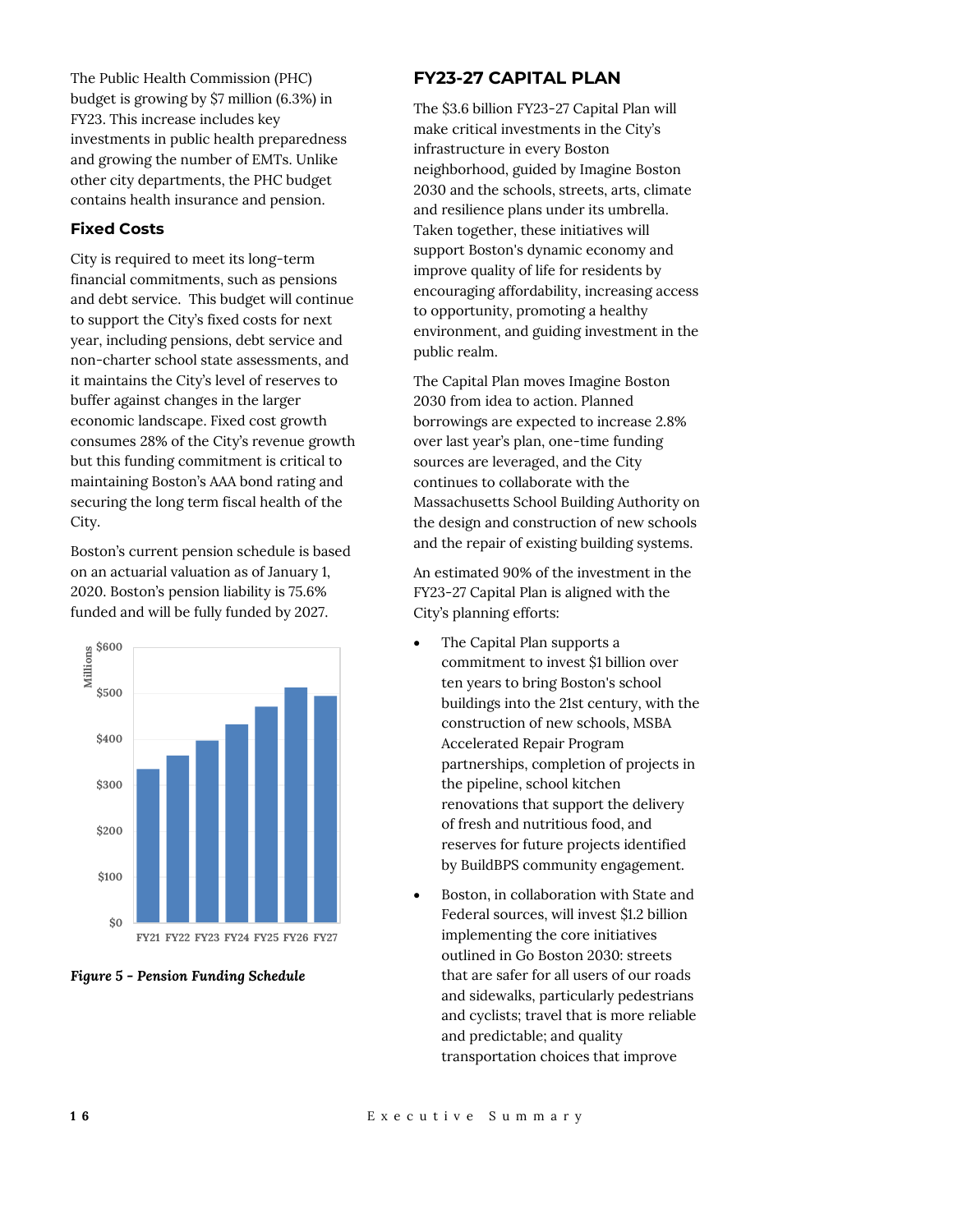The Public Health Commission (PHC) budget is growing by $7 million (6.3%) in FY23. This increase includes key investments in public health preparedness and growing the number of EMTs. Unlike other city departments, the PHC budget contains health insurance and pension.

### Fixed Costs

City is required to meet its long-term financial commitments, such as pensions and debt service. This budget will continue to support the City's fixed costs for next year, including pensions, debt service and non-charter school state assessments, and it maintains the City's level of reserves to buffer against changes in the larger economic landscape. Fixed cost growth consumes 28% of the City's revenue growth but this funding commitment is critical to maintaining Boston's AAA bond rating and securing the long term fiscal health of the City.

Boston's current pension schedule is based on an actuarial valuation as of January 1, 2020. Boston's pension liability is 75.6% funded and will be fully funded by 2027.

***Figure 5 - Pension Funding Schedule***

## FY23-27 CAPITAL PLAN

The $3.6 billion FY23-27 Capital Plan will make critical investments in the City's infrastructure in every Boston neighborhood, guided by Imagine Boston 2030 and the schools, streets, arts, climate and resilience plans under its umbrella. Taken together, these initiatives will support Boston's dynamic economy and improve quality of life for residents by encouraging affordability, increasing access to opportunity, promoting a healthy environment, and guiding investment in the public realm.

The Capital Plan moves Imagine Boston 2030 from idea to action. Planned borrowings are expected to increase 2.8% over last year's plan, one-time funding sources are leveraged, and the City continues to collaborate with the Massachusetts School Building Authority on the design and construction of new schools and the repair of existing building systems.

An estimated 90% of the investment in the FY23-27 Capital Plan is aligned with the City's planning efforts:

- The Capital Plan supports a commitment to invest $1 billion over ten years to bring Boston's school buildings into the 21st century, with the construction of new schools, MSBA Accelerated Repair Program partnerships, completion of projects in the pipeline, school kitchen renovations that support the delivery of fresh and nutritious food, and reserves for future projects identified by BuildBPS community engagement.
- Boston, in collaboration with State and Federal sources, will invest $1.2 billion implementing the core initiatives outlined in Go Boston 2030: streets that are safer for all users of our roads and sidewalks, particularly pedestrians and cyclists; travel that is more reliable and predictable; and quality transportation choices that improve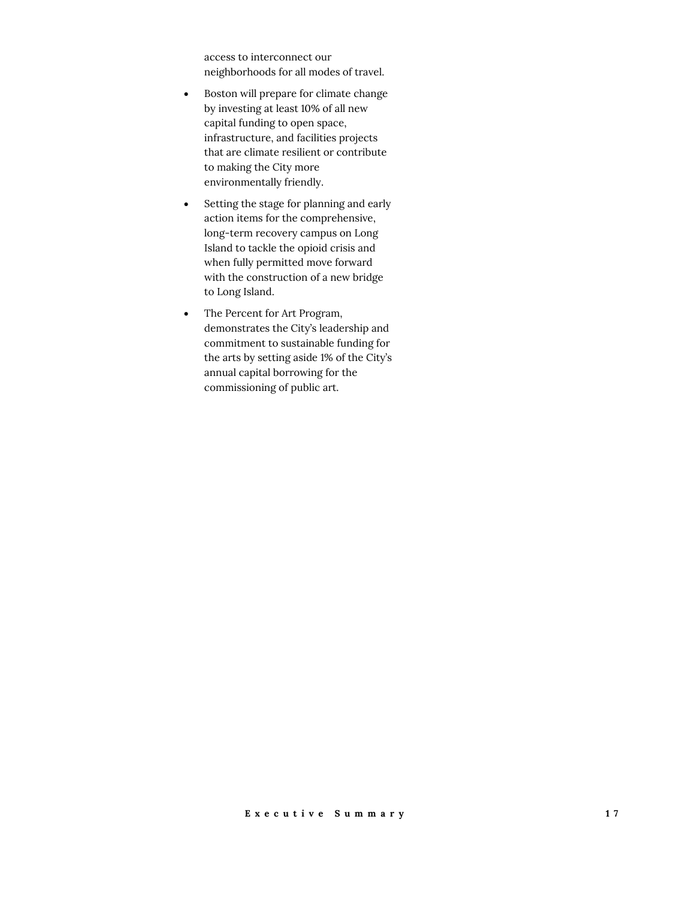access to interconnect our neighborhoods for all modes of travel.

- Boston will prepare for climate change by investing at least 10% of all new capital funding to open space, infrastructure, and facilities projects that are climate resilient or contribute to making the City more environmentally friendly.
- Setting the stage for planning and early action items for the comprehensive, long-term recovery campus on Long Island to tackle the opioid crisis and when fully permitted move forward with the construction of a new bridge to Long Island.
- The Percent for Art Program, demonstrates the City's leadership and commitment to sustainable funding for the arts by setting aside 1% of the City's annual capital borrowing for the commissioning of public art.